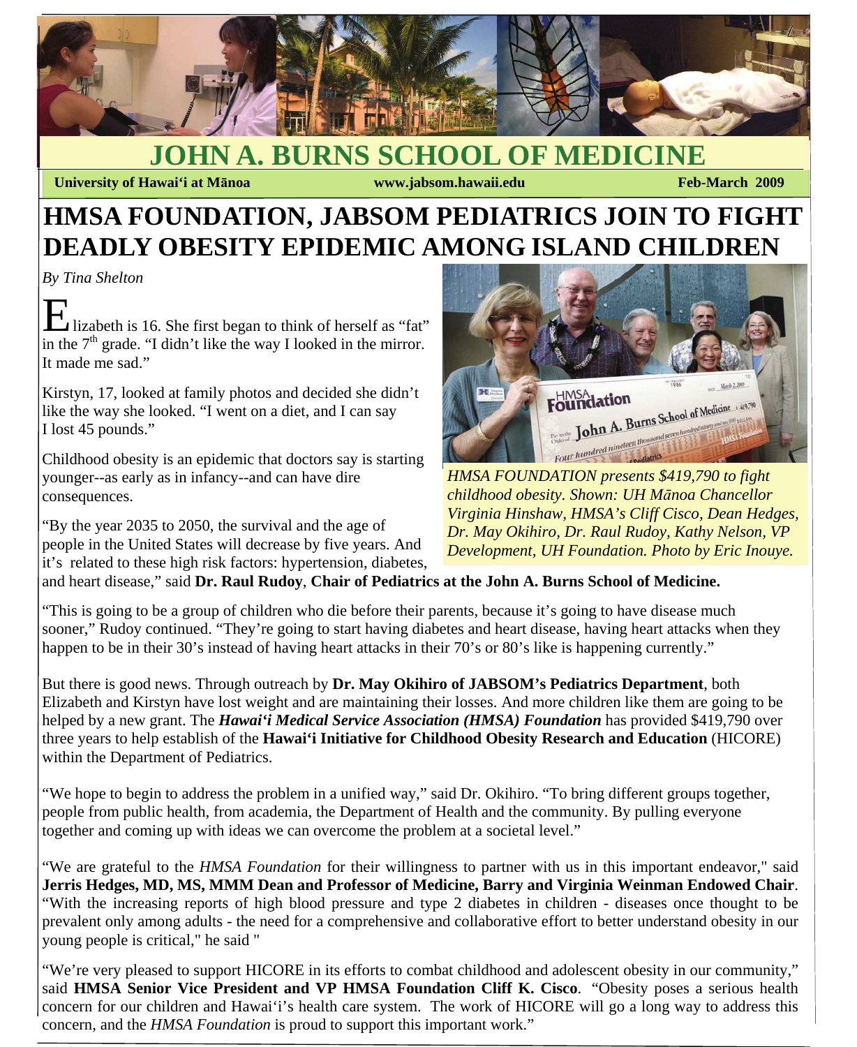# JOHN A. BURNS SCHOOL OF MEDICINE

**University of Hawai'i at Mānoa** **www.jabsom.hawaii.edu** **Feb-March 2009**

# HMSA FOUNDATION, JABSOM PEDIATRICS JOIN TO FIGHT DEADLY OBESITY EPIDEMIC AMONG ISLAND CHILDREN

*By Tina Shelton*

Elizabeth is 16. She first began to think of herself as "fat" in the 7th grade. "I didn't like the way I looked in the mirror. It made me sad."

Kirstyn, 17, looked at family photos and decided she didn't like the way she looked. "I went on a diet, and I can say I lost 45 pounds."

Childhood obesity is an epidemic that doctors say is starting younger--as early as in infancy--and can have dire consequences.

*HMSA FOUNDATION presents $419,790 to fight childhood obesity. Shown: UH Mānoa Chancellor Virginia Hinshaw, HMSA's Cliff Cisco, Dean Hedges, Dr. May Okihiro, Dr. Raul Rudoy, Kathy Nelson, VP Development, UH Foundation. Photo by Eric Inouye.*

"By the year 2035 to 2050, the survival and the age of people in the United States will decrease by five years. And it's related to these high risk factors: hypertension, diabetes, and heart disease," said **Dr. Raul Rudoy**, **Chair of Pediatrics at the John A. Burns School of Medicine.**

"This is going to be a group of children who die before their parents, because it's going to have disease much sooner," Rudoy continued. "They're going to start having diabetes and heart disease, having heart attacks when they happen to be in their 30's instead of having heart attacks in their 70's or 80's like is happening currently."

But there is good news. Through outreach by **Dr. May Okihiro of JABSOM's Pediatrics Department**, both Elizabeth and Kirstyn have lost weight and are maintaining their losses. And more children like them are going to be helped by a new grant. The ***Hawai'i Medical Service Association (HMSA) Foundation*** has provided $419,790 over three years to help establish of the **Hawai'i Initiative for Childhood Obesity Research and Education** (HICORE) within the Department of Pediatrics.

"We hope to begin to address the problem in a unified way," said Dr. Okihiro. "To bring different groups together, people from public health, from academia, the Department of Health and the community. By pulling everyone together and coming up with ideas we can overcome the problem at a societal level."

"We are grateful to the *HMSA Foundation* for their willingness to partner with us in this important endeavor," said **Jerris Hedges, MD, MS, MMM Dean and Professor of Medicine, Barry and Virginia Weinman Endowed Chair**. "With the increasing reports of high blood pressure and type 2 diabetes in children - diseases once thought to be prevalent only among adults - the need for a comprehensive and collaborative effort to better understand obesity in our young people is critical," he said "

"We're very pleased to support HICORE in its efforts to combat childhood and adolescent obesity in our community," said **HMSA Senior Vice President and VP HMSA Foundation Cliff K. Cisco**. "Obesity poses a serious health concern for our children and Hawai'i's health care system. The work of HICORE will go a long way to address this concern, and the *HMSA Foundation* is proud to support this important work."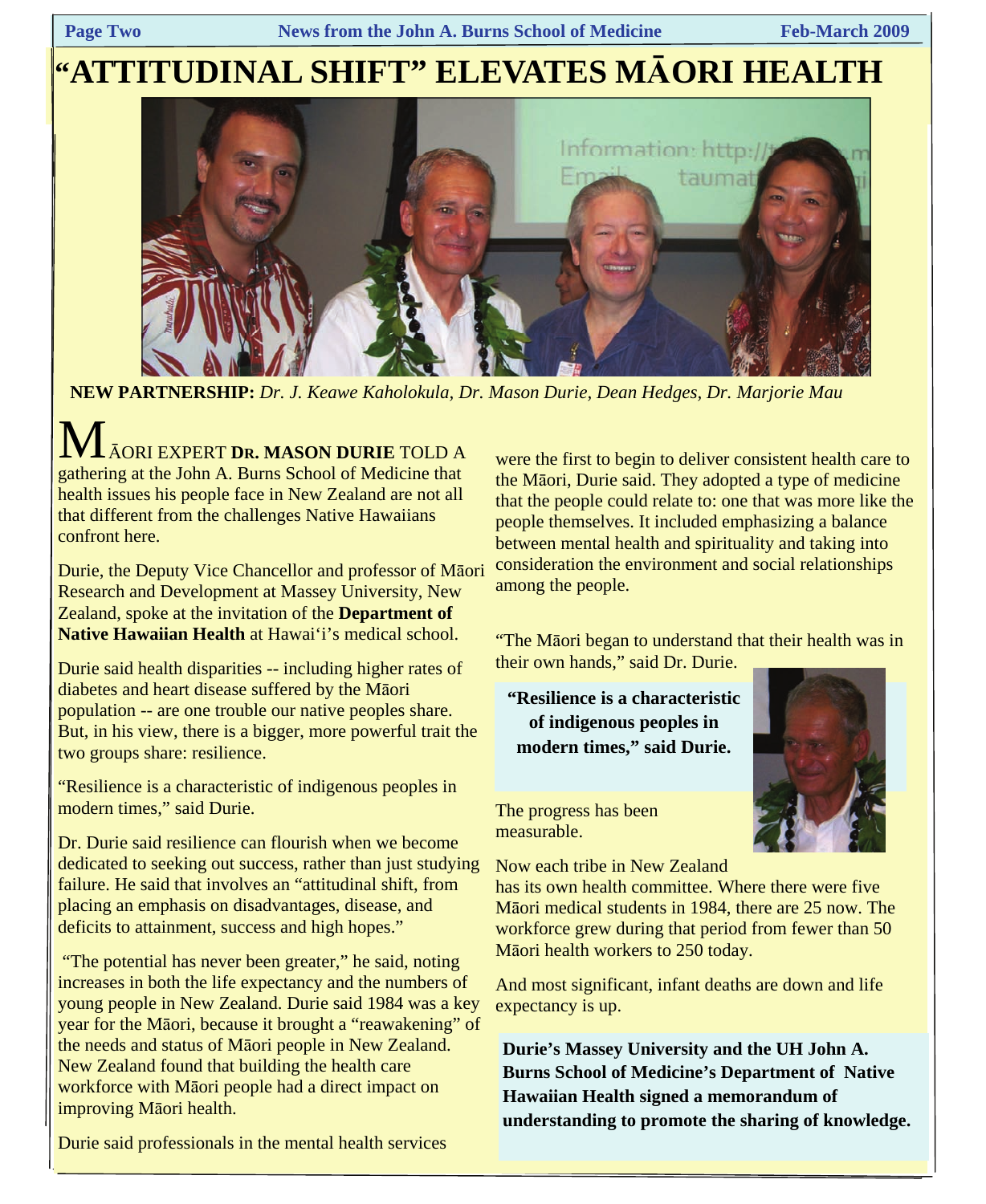# "ATTITUDINAL SHIFT" ELEVATES MĀORI HEALTH

**NEW PARTNERSHIP:** *Dr. J. Keawe Kaholokula, Dr. Mason Durie, Dean Hedges, Dr. Marjorie Mau*

MĀORI EXPERT **DR. MASON DURIE** TOLD A gathering at the John A. Burns School of Medicine that health issues his people face in New Zealand are not all that different from the challenges Native Hawaiians confront here.

Durie, the Deputy Vice Chancellor and professor of Māori Research and Development at Massey University, New Zealand, spoke at the invitation of the **Department of Native Hawaiian Health** at Hawai'i's medical school.

Durie said health disparities -- including higher rates of diabetes and heart disease suffered by the Māori population -- are one trouble our native peoples share. But, in his view, there is a bigger, more powerful trait the two groups share: resilience.

"Resilience is a characteristic of indigenous peoples in modern times," said Durie.

Dr. Durie said resilience can flourish when we become dedicated to seeking out success, rather than just studying failure. He said that involves an "attitudinal shift, from placing an emphasis on disadvantages, disease, and deficits to attainment, success and high hopes."

"The potential has never been greater," he said, noting increases in both the life expectancy and the numbers of young people in New Zealand. Durie said 1984 was a key year for the Māori, because it brought a "reawakening" of the needs and status of Māori people in New Zealand. New Zealand found that building the health care workforce with Māori people had a direct impact on improving Māori health.

Durie said professionals in the mental health services were the first to begin to deliver consistent health care to the Māori, Durie said. They adopted a type of medicine that the people could relate to: one that was more like the people themselves. It included emphasizing a balance between mental health and spirituality and taking into consideration the environment and social relationships among the people.

"The Māori began to understand that their health was in their own hands," said Dr. Durie.

**"Resilience is a characteristic of indigenous peoples in modern times," said Durie.**

The progress has been measurable.

Now each tribe in New Zealand has its own health committee. Where there were five Māori medical students in 1984, there are 25 now. The workforce grew during that period from fewer than 50 Māori health workers to 250 today.

And most significant, infant deaths are down and life expectancy is up.

**Durie's Massey University and the UH John A. Burns School of Medicine's Department of Native Hawaiian Health signed a memorandum of understanding to promote the sharing of knowledge.**